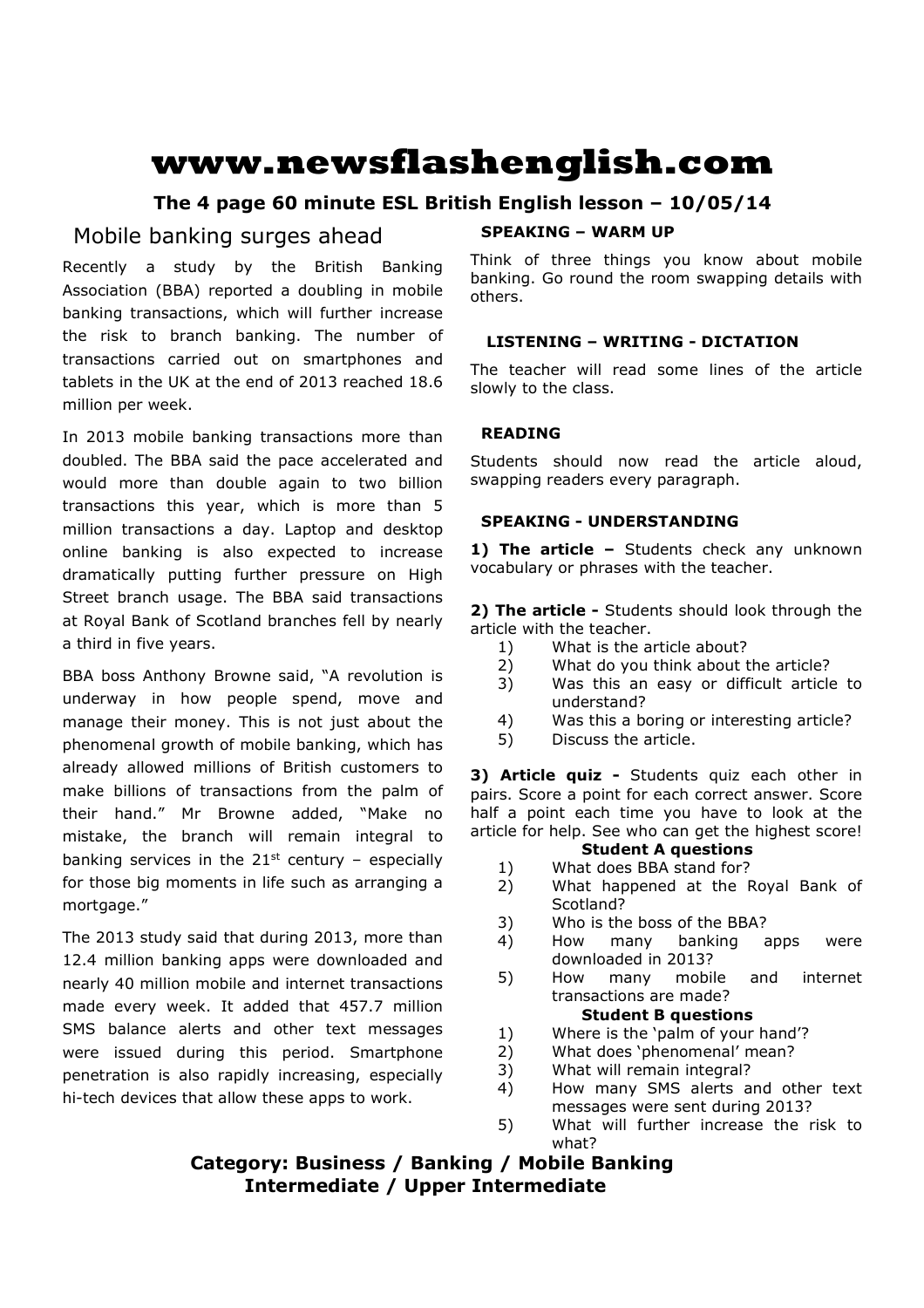# www.newsflashenglish.com

**The 4 page 60 minute ESL British English lesson – 10/05/14**

## Mobile banking surges ahead

Recently a study by the British Banking Association (BBA) reported a doubling in mobile banking transactions, which will further increase the risk to branch banking. The number of transactions carried out on smartphones and tablets in the UK at the end of 2013 reached 18.6 million per week.

In 2013 mobile banking transactions more than doubled. The BBA said the pace accelerated and would more than double again to two billion transactions this year, which is more than 5 million transactions a day. Laptop and desktop online banking is also expected to increase dramatically putting further pressure on High Street branch usage. The BBA said transactions at Royal Bank of Scotland branches fell by nearly a third in five years.

BBA boss Anthony Browne said, "A revolution is underway in how people spend, move and manage their money. This is not just about the phenomenal growth of mobile banking, which has already allowed millions of British customers to make billions of transactions from the palm of their hand." Mr Browne added, "Make no mistake, the branch will remain integral to banking services in the 21st century – especially for those big moments in life such as arranging a mortgage."

The 2013 study said that during 2013, more than 12.4 million banking apps were downloaded and nearly 40 million mobile and internet transactions made every week. It added that 457.7 million SMS balance alerts and other text messages were issued during this period. Smartphone penetration is also rapidly increasing, especially hi-tech devices that allow these apps to work.

### SPEAKING – WARM UP

Think of three things you know about mobile banking. Go round the room swapping details with others.

### LISTENING – WRITING - DICTATION

The teacher will read some lines of the article slowly to the class.

### READING

Students should now read the article aloud, swapping readers every paragraph.

### SPEAKING - UNDERSTANDING

**1) The article –** Students check any unknown vocabulary or phrases with the teacher.

**2) The article -** Students should look through the article with the teacher.

1) What is the article about?
2) What do you think about the article?
3) Was this an easy or difficult article to understand?
4) Was this a boring or interesting article?
5) Discuss the article.

**3) Article quiz -** Students quiz each other in pairs. Score a point for each correct answer. Score half a point each time you have to look at the article for help. See who can get the highest score!

**Student A questions**

1) What does BBA stand for?
2) What happened at the Royal Bank of Scotland?
3) Who is the boss of the BBA?
4) How many banking apps were downloaded in 2013?
5) How many mobile and internet transactions are made?

**Student B questions**

1) Where is the 'palm of your hand'?
2) What does 'phenomenal' mean?
3) What will remain integral?
4) How many SMS alerts and other text messages were sent during 2013?
5) What will further increase the risk to what?

**Category: Business / Banking / Mobile Banking**
**Intermediate / Upper Intermediate**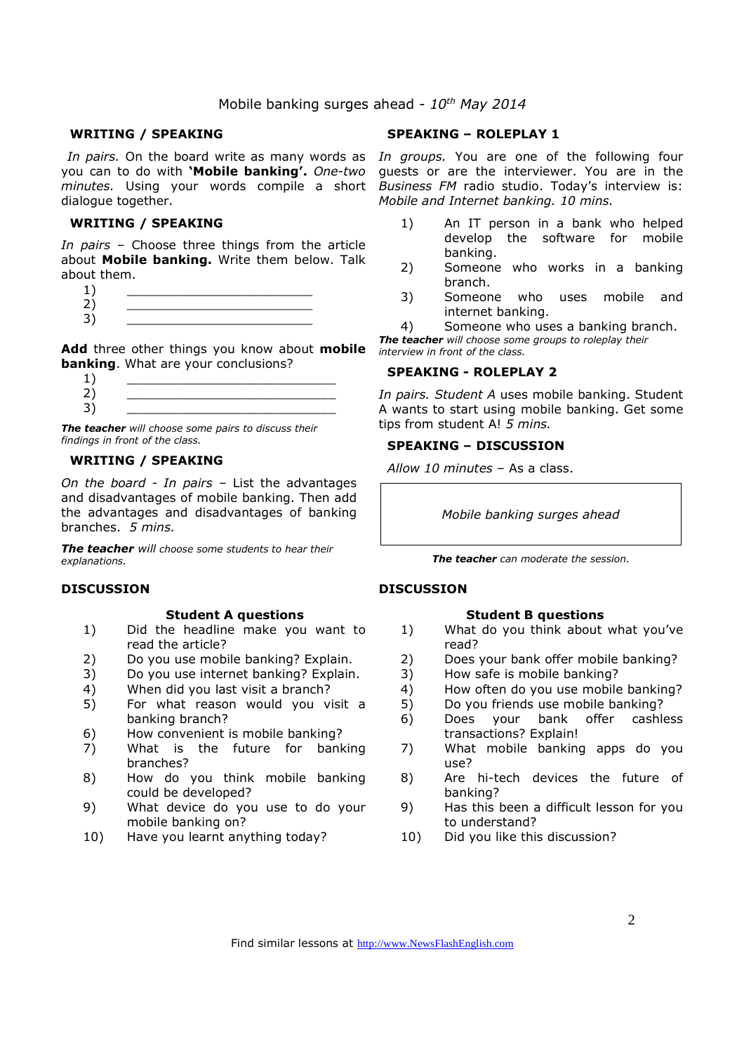Mobile banking surges ahead - *10th May 2014*

## WRITING / SPEAKING

*In pairs.* On the board write as many words as you can to do with **'Mobile banking'.** *One-two minutes.* Using your words compile a short dialogue together.

## WRITING / SPEAKING

*In pairs* – Choose three things from the article about **Mobile banking.** Write them below. Talk about them.

1) ________________________
2) ________________________
3) ________________________

**Add** three other things you know about **mobile banking**. What are your conclusions?

1) ___________________________
2) ___________________________
3) ___________________________

***The teacher*** *will choose some pairs to discuss their findings in front of the class.*

## WRITING / SPEAKING

*On the board - In pairs* – List the advantages and disadvantages of mobile banking. Then add the advantages and disadvantages of banking branches. *5 mins.*

***The teacher*** *will choose some students to hear their explanations.*

## SPEAKING – ROLEPLAY 1

*In groups.* You are one of the following four guests or are the interviewer. You are in the *Business FM* radio studio. Today's interview is: *Mobile and Internet banking. 10 mins.*

1) An IT person in a bank who helped develop the software for mobile banking.
2) Someone who works in a banking branch.
3) Someone who uses mobile and internet banking.
4) Someone who uses a banking branch.

***The teacher*** *will choose some groups to roleplay their interview in front of the class.*

## SPEAKING - ROLEPLAY 2

*In pairs. Student A* uses mobile banking. Student A wants to start using mobile banking. Get some tips from student A! *5 mins.*

## SPEAKING – DISCUSSION

*Allow 10 minutes* – As a class.

| *Mobile banking surges ahead* |
|---|

***The teacher*** *can moderate the session.*

## DISCUSSION

### Student A questions

1) Did the headline make you want to read the article?
2) Do you use mobile banking? Explain.
3) Do you use internet banking? Explain.
4) When did you last visit a branch?
5) For what reason would you visit a banking branch?
6) How convenient is mobile banking?
7) What is the future for banking branches?
8) How do you think mobile banking could be developed?
9) What device do you use to do your mobile banking on?
10) Have you learnt anything today?

## DISCUSSION

### Student B questions

1) What do you think about what you've read?
2) Does your bank offer mobile banking?
3) How safe is mobile banking?
4) How often do you use mobile banking?
5) Do you friends use mobile banking?
6) Does your bank offer cashless transactions? Explain!
7) What mobile banking apps do you use?
8) Are hi-tech devices the future of banking?
9) Has this been a difficult lesson for you to understand?
10) Did you like this discussion?

Find similar lessons at http://www.NewsFlashEnglish.com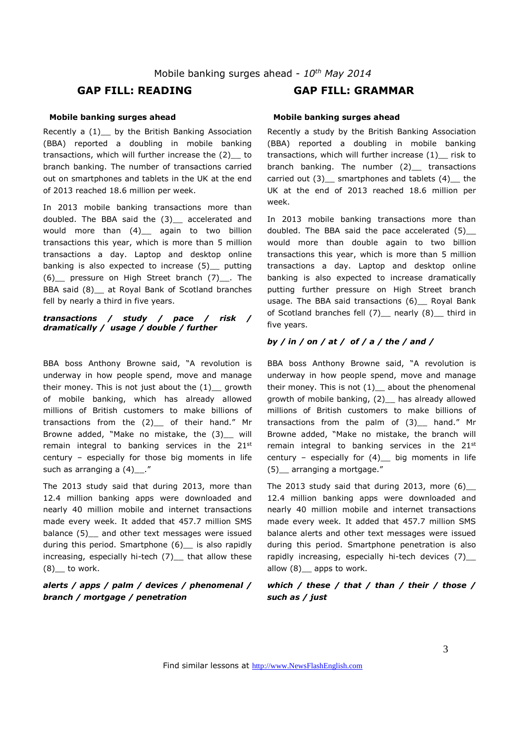Mobile banking surges ahead - *10th May 2014*

## GAP FILL: READING

**Mobile banking surges ahead**

Recently a (1)__ by the British Banking Association (BBA) reported a doubling in mobile banking transactions, which will further increase the (2)__ to branch banking. The number of transactions carried out on smartphones and tablets in the UK at the end of 2013 reached 18.6 million per week.

In 2013 mobile banking transactions more than doubled. The BBA said the (3)__ accelerated and would more than (4)__ again to two billion transactions this year, which is more than 5 million transactions a day. Laptop and desktop online banking is also expected to increase (5)__ putting (6)__ pressure on High Street branch (7)__. The BBA said (8)__ at Royal Bank of Scotland branches fell by nearly a third in five years.

***transactions / study / pace / risk / dramatically / usage / double / further***

BBA boss Anthony Browne said, "A revolution is underway in how people spend, move and manage their money. This is not just about the (1)__ growth of mobile banking, which has already allowed millions of British customers to make billions of transactions from the (2)__ of their hand." Mr Browne added, "Make no mistake, the (3)__ will remain integral to banking services in the 21st century – especially for those big moments in life such as arranging a (4)__."

The 2013 study said that during 2013, more than 12.4 million banking apps were downloaded and nearly 40 million mobile and internet transactions made every week. It added that 457.7 million SMS balance (5)__ and other text messages were issued during this period. Smartphone (6)__ is also rapidly increasing, especially hi-tech (7)__ that allow these (8)__ to work.

***alerts / apps / palm / devices / phenomenal / branch / mortgage / penetration***

## GAP FILL: GRAMMAR

**Mobile banking surges ahead**

Recently a study by the British Banking Association (BBA) reported a doubling in mobile banking transactions, which will further increase (1)__ risk to branch banking. The number (2)__ transactions carried out (3)__ smartphones and tablets (4)__ the UK at the end of 2013 reached 18.6 million per week.

In 2013 mobile banking transactions more than doubled. The BBA said the pace accelerated (5)__ would more than double again to two billion transactions this year, which is more than 5 million transactions a day. Laptop and desktop online banking is also expected to increase dramatically putting further pressure on High Street branch usage. The BBA said transactions (6)__ Royal Bank of Scotland branches fell (7)__ nearly (8)__ third in five years.

***by / in / on / at / of / a / the / and /***

BBA boss Anthony Browne said, "A revolution is underway in how people spend, move and manage their money. This is not (1)__ about the phenomenal growth of mobile banking, (2)__ has already allowed millions of British customers to make billions of transactions from the palm of (3)__ hand." Mr Browne added, "Make no mistake, the branch will remain integral to banking services in the 21st century – especially for (4)__ big moments in life (5)__ arranging a mortgage."

The 2013 study said that during 2013, more (6)__ 12.4 million banking apps were downloaded and nearly 40 million mobile and internet transactions made every week. It added that 457.7 million SMS balance alerts and other text messages were issued during this period. Smartphone penetration is also rapidly increasing, especially hi-tech devices (7)__ allow (8)__ apps to work.

***which / these / that / than / their / those / such as / just***

Find similar lessons at http://www.NewsFlashEnglish.com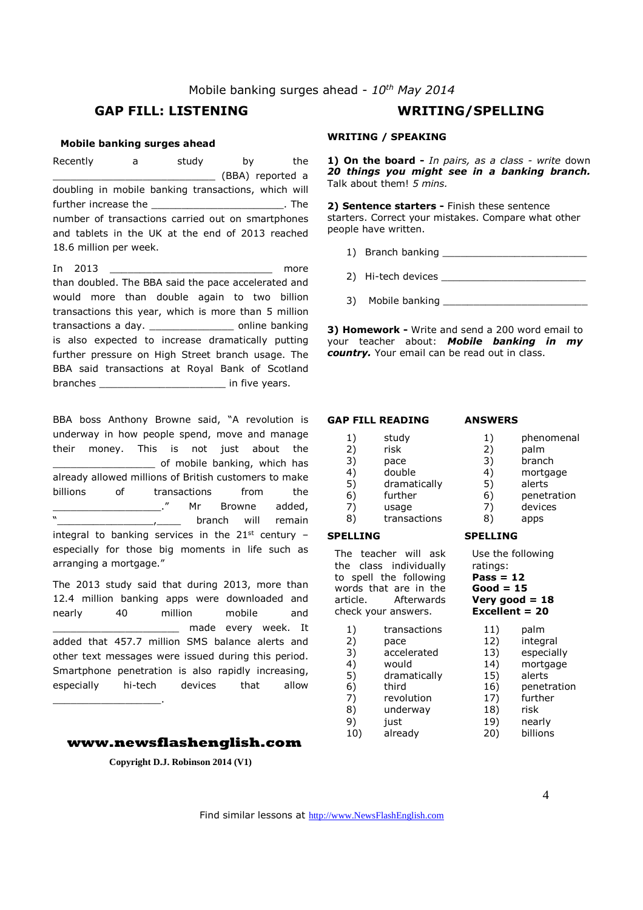Mobile banking surges ahead - *10th May 2014*

## GAP FILL: LISTENING

**Mobile banking surges ahead**

Recently a study by the ___________________________ (BBA) reported a doubling in mobile banking transactions, which will further increase the ______________________. The number of transactions carried out on smartphones and tablets in the UK at the end of 2013 reached 18.6 million per week.

In 2013 ___________________________ more than doubled. The BBA said the pace accelerated and would more than double again to two billion transactions this year, which is more than 5 million transactions a day. ______________ online banking is also expected to increase dramatically putting further pressure on High Street branch usage. The BBA said transactions at Royal Bank of Scotland branches _____________________ in five years.

BBA boss Anthony Browne said, "A revolution is underway in how people spend, move and manage their money. This is not just about the _________________ of mobile banking, which has already allowed millions of British customers to make billions of transactions from the __________________." Mr Browne added, "________________,____ branch will remain integral to banking services in the 21st century – especially for those big moments in life such as arranging a mortgage."

The 2013 study said that during 2013, more than 12.4 million banking apps were downloaded and nearly 40 million mobile and _____________________ made every week. It added that 457.7 million SMS balance alerts and other text messages were issued during this period. Smartphone penetration is also rapidly increasing, especially hi-tech devices that allow __________________.

**www.newsflashenglish.com**

Copyright D.J. Robinson 2014 (V1)

## WRITING/SPELLING

### WRITING / SPEAKING

**1) On the board -** *In pairs, as a class - write* down ***20 things you might see in a banking branch.*** Talk about them! *5 mins.*

**2) Sentence starters -** Finish these sentence starters. Correct your mistakes. Compare what other people have written.

1) Branch banking ________________________
2) Hi-tech devices ________________________
3) Mobile banking ________________________

**3) Homework -** Write and send a 200 word email to your teacher about: ***Mobile banking in my country.*** Your email can be read out in class.

### GAP FILL READING

1) study
2) risk
3) pace
4) double
5) dramatically
6) further
7) usage
8) transactions

### ANSWERS

1) phenomenal
2) palm
3) branch
4) mortgage
5) alerts
6) penetration
7) devices
8) apps

### SPELLING

The teacher will ask the class individually to spell the following words that are in the article. Afterwards check your answers.

1) transactions
2) pace
3) accelerated
4) would
5) dramatically
6) third
7) revolution
8) underway
9) just
10) already
11) palm
12) integral
13) especially
14) mortgage
15) alerts
16) penetration
17) further
18) risk
19) nearly
20) billions

### SPELLING

Use the following ratings:
**Pass = 12**
**Good = 15**
**Very good = 18**
**Excellent = 20**

Find similar lessons at http://www.NewsFlashEnglish.com